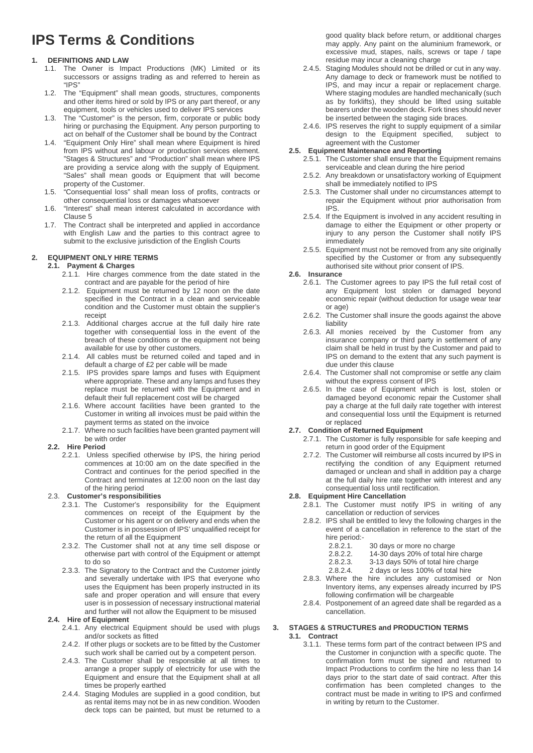# IPS Terms & Conditions

## 1. DEFINITIONS AND LAW

1.1. The Owner is Impact Productions (MK) Limited or its successors or assigns trading as and referred to herein as "IPS"

1.2. The "Equipment" shall mean goods, structures, components and other items hired or sold by IPS or any part thereof, or any equipment, tools or vehicles used to deliver IPS services

1.3. The "Customer" is the person, firm, corporate or public body hiring or purchasing the Equipment. Any person purporting to act on behalf of the Customer shall be bound by the Contract

1.4. "Equipment Only Hire" shall mean where Equipment is hired from IPS without and labour or production services element. "Stages & Structures" and "Production" shall mean where IPS are providing a service along with the supply of Equipment. "Sales" shall mean goods or Equipment that will become property of the Customer.

1.5. "Consequential loss" shall mean loss of profits, contracts or other consequential loss or damages whatsoever

1.6. "Interest" shall mean interest calculated in accordance with Clause 5

1.7. The Contract shall be interpreted and applied in accordance with English Law and the parties to this contract agree to submit to the exclusive jurisdiction of the English Courts

## 2. EQUIPMENT ONLY HIRE TERMS

### 2.1. Payment & Charges

2.1.1. Hire charges commence from the date stated in the contract and are payable for the period of hire

2.1.2. Equipment must be returned by 12 noon on the date specified in the Contract in a clean and serviceable condition and the Customer must obtain the supplier's receipt

2.1.3. Additional charges accrue at the full daily hire rate together with consequential loss in the event of the breach of these conditions or the equipment not being available for use by other customers.

2.1.4. All cables must be returned coiled and taped and in default a charge of £2 per cable will be made

2.1.5. IPS provides spare lamps and fuses with Equipment where appropriate. These and any lamps and fuses they replace must be returned with the Equipment and in default their full replacement cost will be charged

2.1.6. Where account facilities have been granted to the Customer in writing all invoices must be paid within the payment terms as stated on the invoice

2.1.7. Where no such facilities have been granted payment will be with order

### 2.2. Hire Period

2.2.1. Unless specified otherwise by IPS, the hiring period commences at 10:00 am on the date specified in the Contract and continues for the period specified in the Contract and terminates at 12:00 noon on the last day of the hiring period

### 2.3. Customer's responsibilities

2.3.1. The Customer's responsibility for the Equipment commences on receipt of the Equipment by the Customer or his agent or on delivery and ends when the Customer is in possession of IPS' unqualified receipt for the return of all the Equipment

2.3.2. The Customer shall not at any time sell dispose or otherwise part with control of the Equipment or attempt to do so

2.3.3. The Signatory to the Contract and the Customer jointly and severally undertake with IPS that everyone who uses the Equipment has been properly instructed in its safe and proper operation and will ensure that every user is in possession of necessary instructional material and further will not allow the Equipment to be misused

### 2.4. Hire of Equipment

2.4.1. Any electrical Equipment should be used with plugs and/or sockets as fitted

2.4.2. If other plugs or sockets are to be fitted by the Customer such work shall be carried out by a competent person.

2.4.3. The Customer shall be responsible at all times to arrange a proper supply of electricity for use with the Equipment and ensure that the Equipment shall at all times be properly earthed

2.4.4. Staging Modules are supplied in a good condition, but as rental items may not be in as new condition. Wooden deck tops can be painted, but must be returned to a good quality black before return, or additional charges may apply. Any paint on the aluminium framework, or excessive mud, stapes, nails, screws or tape / tape residue may incur a cleaning charge

2.4.5. Staging Modules should not be drilled or cut in any way. Any damage to deck or framework must be notified to IPS, and may incur a repair or replacement charge. Where staging modules are handled mechanically (such as by forklifts), they should be lifted using suitable bearers under the wooden deck. Fork tines should never be inserted between the staging side braces.

2.4.6. IPS reserves the right to supply equipment of a similar design to the Equipment specified, subject to agreement with the Customer

### 2.5. Equipment Maintenance and Reporting

2.5.1. The Customer shall ensure that the Equipment remains serviceable and clean during the hire period

2.5.2. Any breakdown or unsatisfactory working of Equipment shall be immediately notified to IPS

2.5.3. The Customer shall under no circumstances attempt to repair the Equipment without prior authorisation from IPS.

2.5.4. If the Equipment is involved in any accident resulting in damage to either the Equipment or other property or injury to any person the Customer shall notify IPS immediately

2.5.5. Equipment must not be removed from any site originally specified by the Customer or from any subsequently authorised site without prior consent of IPS.

### 2.6. Insurance

2.6.1. The Customer agrees to pay IPS the full retail cost of any Equipment lost stolen or damaged beyond economic repair (without deduction for usage wear tear or age)

2.6.2. The Customer shall insure the goods against the above liability

2.6.3. All monies received by the Customer from any insurance company or third party in settlement of any claim shall be held in trust by the Customer and paid to IPS on demand to the extent that any such payment is due under this clause

2.6.4. The Customer shall not compromise or settle any claim without the express consent of IPS

2.6.5. In the case of Equipment which is lost, stolen or damaged beyond economic repair the Customer shall pay a charge at the full daily rate together with interest and consequential loss until the Equipment is returned or replaced

### 2.7. Condition of Returned Equipment

2.7.1. The Customer is fully responsible for safe keeping and return in good order of the Equipment

2.7.2. The Customer will reimburse all costs incurred by IPS in rectifying the condition of any Equipment returned damaged or unclean and shall in addition pay a charge at the full daily hire rate together with interest and any consequential loss until rectification.

### 2.8. Equipment Hire Cancellation

2.8.1. The Customer must notify IPS in writing of any cancellation or reduction of services

2.8.2. IPS shall be entitled to levy the following charges in the event of a cancellation in reference to the start of the hire period:-

- 2.8.2.1. 30 days or more no charge
- 2.8.2.2. 14-30 days 20% of total hire charge
- 2.8.2.3. 3-13 days 50% of total hire charge
- 2.8.2.4. 2 days or less 100% of total hire

2.8.3. Where the hire includes any customised or Non Inventory items, any expenses already incurred by IPS following confirmation will be chargeable

2.8.4. Postponement of an agreed date shall be regarded as a cancellation.

## 3. STAGES & STRUCTURES and PRODUCTION TERMS

### 3.1. Contract

3.1.1. These terms form part of the contract between IPS and the Customer in conjunction with a specific quote. The confirmation form must be signed and returned to Impact Productions to confirm the hire no less than 14 days prior to the start date of said contract. After this confirmation has been completed changes to the contract must be made in writing to IPS and confirmed in writing by return to the Customer.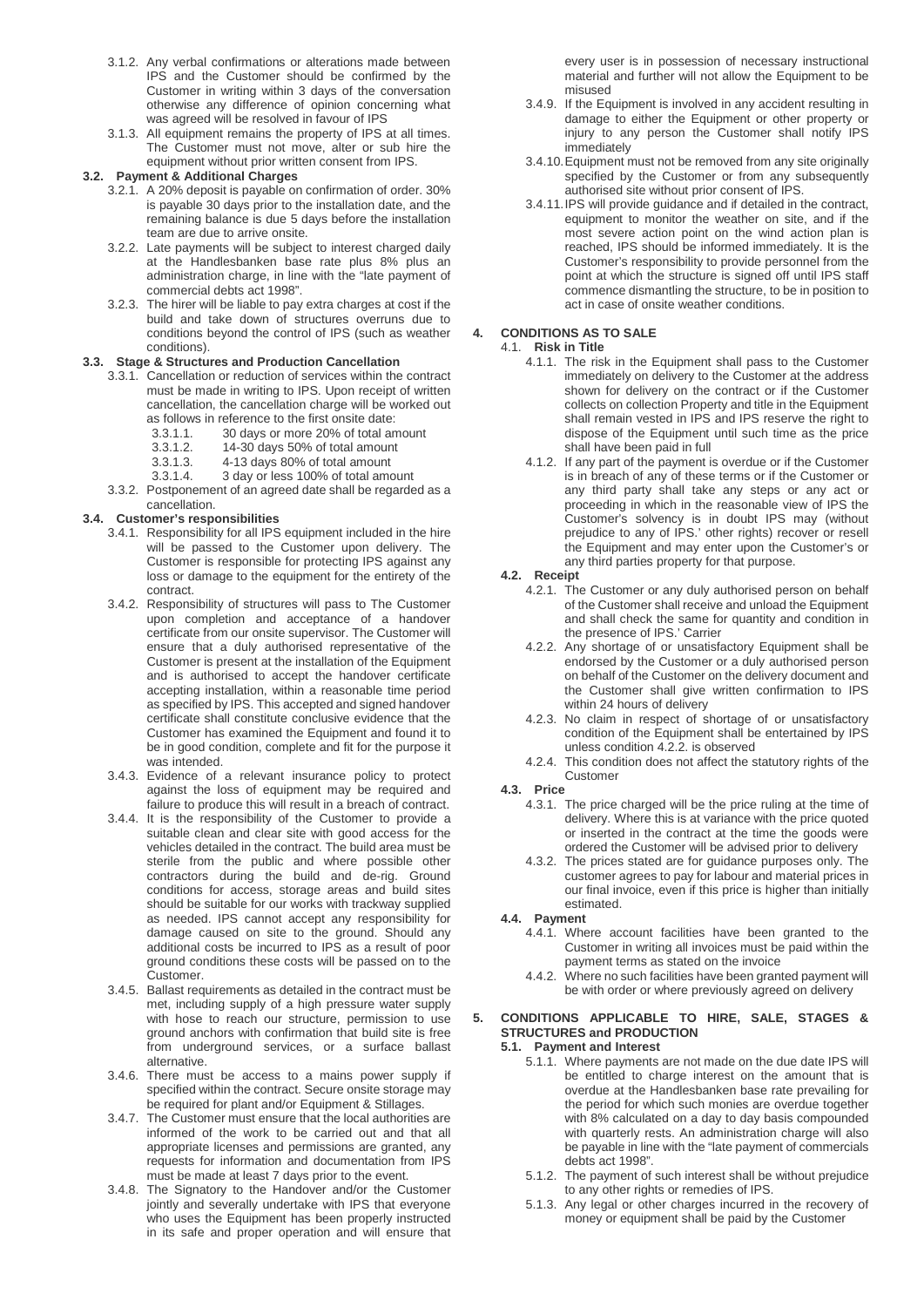3.1.2. Any verbal confirmations or alterations made between IPS and the Customer should be confirmed by the Customer in writing within 3 days of the conversation otherwise any difference of opinion concerning what was agreed will be resolved in favour of IPS

3.1.3. All equipment remains the property of IPS at all times. The Customer must not move, alter or sub hire the equipment without prior written consent from IPS.

**3.2. Payment & Additional Charges**

3.2.1. A 20% deposit is payable on confirmation of order. 30% is payable 30 days prior to the installation date, and the remaining balance is due 5 days before the installation team are due to arrive onsite.

3.2.2. Late payments will be subject to interest charged daily at the Handlesbanken base rate plus 8% plus an administration charge, in line with the "late payment of commercial debts act 1998".

3.2.3. The hirer will be liable to pay extra charges at cost if the build and take down of structures overruns due to conditions beyond the control of IPS (such as weather conditions).

**3.3. Stage & Structures and Production Cancellation**

3.3.1. Cancellation or reduction of services within the contract must be made in writing to IPS. Upon receipt of written cancellation, the cancellation charge will be worked out as follows in reference to the first onsite date:

3.3.1.1. 30 days or more 20% of total amount

3.3.1.2. 14-30 days 50% of total amount

3.3.1.3. 4-13 days 80% of total amount

3.3.1.4. 3 day or less 100% of total amount

3.3.2. Postponement of an agreed date shall be regarded as a cancellation.

**3.4. Customer's responsibilities**

3.4.1. Responsibility for all IPS equipment included in the hire will be passed to the Customer upon delivery. The Customer is responsible for protecting IPS against any loss or damage to the equipment for the entirety of the contract.

3.4.2. Responsibility of structures will pass to The Customer upon completion and acceptance of a handover certificate from our onsite supervisor. The Customer will ensure that a duly authorised representative of the Customer is present at the installation of the Equipment and is authorised to accept the handover certificate accepting installation, within a reasonable time period as specified by IPS. This accepted and signed handover certificate shall constitute conclusive evidence that the Customer has examined the Equipment and found it to be in good condition, complete and fit for the purpose it was intended.

3.4.3. Evidence of a relevant insurance policy to protect against the loss of equipment may be required and failure to produce this will result in a breach of contract.

3.4.4. It is the responsibility of the Customer to provide a suitable clean and clear site with good access for the vehicles detailed in the contract. The build area must be sterile from the public and where possible other contractors during the build and de-rig. Ground conditions for access, storage areas and build sites should be suitable for our works with trackway supplied as needed. IPS cannot accept any responsibility for damage caused on site to the ground. Should any additional costs be incurred to IPS as a result of poor ground conditions these costs will be passed on to the Customer.

3.4.5. Ballast requirements as detailed in the contract must be met, including supply of a high pressure water supply with hose to reach our structure, permission to use ground anchors with confirmation that build site is free from underground services, or a surface ballast alternative.

3.4.6. There must be access to a mains power supply if specified within the contract. Secure onsite storage may be required for plant and/or Equipment & Stillages.

3.4.7. The Customer must ensure that the local authorities are informed of the work to be carried out and that all appropriate licenses and permissions are granted, any requests for information and documentation from IPS must be made at least 7 days prior to the event.

3.4.8. The Signatory to the Handover and/or the Customer jointly and severally undertake with IPS that everyone who uses the Equipment has been properly instructed in its safe and proper operation and will ensure that every user is in possession of necessary instructional material and further will not allow the Equipment to be misused

3.4.9. If the Equipment is involved in any accident resulting in damage to either the Equipment or other property or injury to any person the Customer shall notify IPS immediately

3.4.10. Equipment must not be removed from any site originally specified by the Customer or from any subsequently authorised site without prior consent of IPS.

3.4.11. IPS will provide guidance and if detailed in the contract, equipment to monitor the weather on site, and if the most severe action point on the wind action plan is reached, IPS should be informed immediately. It is the Customer's responsibility to provide personnel from the point at which the structure is signed off until IPS staff commence dismantling the structure, to be in position to act in case of onsite weather conditions.

## 4. CONDITIONS AS TO SALE

**4.1. Risk in Title**

4.1.1. The risk in the Equipment shall pass to the Customer immediately on delivery to the Customer at the address shown for delivery on the contract or if the Customer collects on collection Property and title in the Equipment shall remain vested in IPS and IPS reserve the right to dispose of the Equipment until such time as the price shall have been paid in full

4.1.2. If any part of the payment is overdue or if the Customer is in breach of any of these terms or if the Customer or any third party shall take any steps or any act or proceeding in which in the reasonable view of IPS the Customer's solvency is in doubt IPS may (without prejudice to any of IPS.' other rights) recover or resell the Equipment and may enter upon the Customer's or any third parties property for that purpose.

**4.2. Receipt**

4.2.1. The Customer or any duly authorised person on behalf of the Customer shall receive and unload the Equipment and shall check the same for quantity and condition in the presence of IPS.' Carrier

4.2.2. Any shortage of or unsatisfactory Equipment shall be endorsed by the Customer or a duly authorised person on behalf of the Customer on the delivery document and the Customer shall give written confirmation to IPS within 24 hours of delivery

4.2.3. No claim in respect of shortage of or unsatisfactory condition of the Equipment shall be entertained by IPS unless condition 4.2.2. is observed

4.2.4. This condition does not affect the statutory rights of the Customer

**4.3. Price**

4.3.1. The price charged will be the price ruling at the time of delivery. Where this is at variance with the price quoted or inserted in the contract at the time the goods were ordered the Customer will be advised prior to delivery

4.3.2. The prices stated are for guidance purposes only. The customer agrees to pay for labour and material prices in our final invoice, even if this price is higher than initially estimated.

**4.4. Payment**

4.4.1. Where account facilities have been granted to the Customer in writing all invoices must be paid within the payment terms as stated on the invoice

4.4.2. Where no such facilities have been granted payment will be with order or where previously agreed on delivery

## 5. CONDITIONS APPLICABLE TO HIRE, SALE, STAGES & STRUCTURES and PRODUCTION

**5.1. Payment and Interest**

5.1.1. Where payments are not made on the due date IPS will be entitled to charge interest on the amount that is overdue at the Handlesbanken base rate prevailing for the period for which such monies are overdue together with 8% calculated on a day to day basis compounded with quarterly rests. An administration charge will also be payable in line with the "late payment of commercials debts act 1998".

5.1.2. The payment of such interest shall be without prejudice to any other rights or remedies of IPS.

5.1.3. Any legal or other charges incurred in the recovery of money or equipment shall be paid by the Customer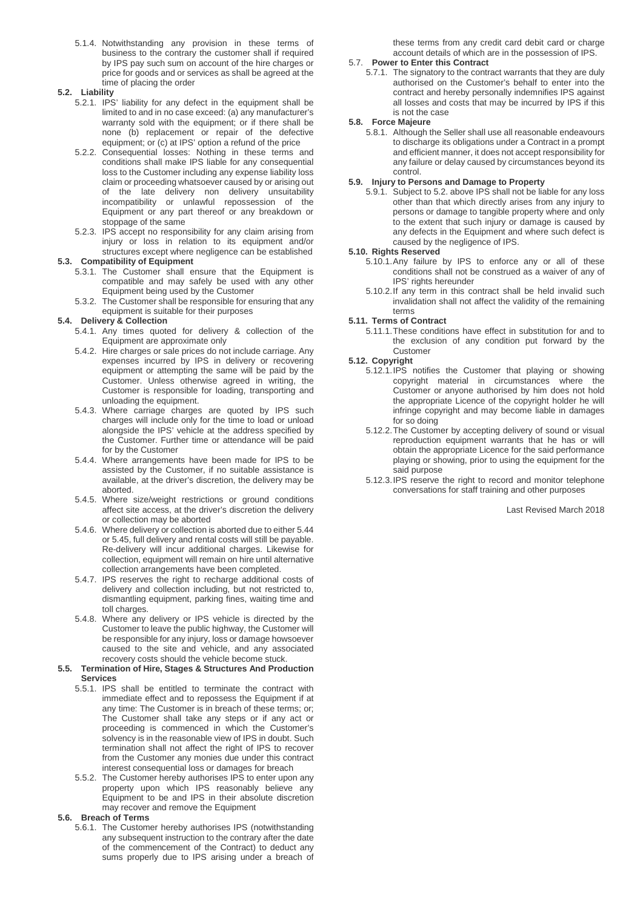5.1.4. Notwithstanding any provision in these terms of business to the contrary the customer shall if required by IPS pay such sum on account of the hire charges or price for goods and or services as shall be agreed at the time of placing the order

**5.2. Liability**

5.2.1. IPS' liability for any defect in the equipment shall be limited to and in no case exceed: (a) any manufacturer's warranty sold with the equipment; or if there shall be none (b) replacement or repair of the defective equipment; or (c) at IPS' option a refund of the price

5.2.2. Consequential losses: Nothing in these terms and conditions shall make IPS liable for any consequential loss to the Customer including any expense liability loss claim or proceeding whatsoever caused by or arising out of the late delivery non delivery unsuitability incompatibility or unlawful repossession of the Equipment or any part thereof or any breakdown or stoppage of the same

5.2.3. IPS accept no responsibility for any claim arising from injury or loss in relation to its equipment and/or structures except where negligence can be established

**5.3. Compatibility of Equipment**

5.3.1. The Customer shall ensure that the Equipment is compatible and may safely be used with any other Equipment being used by the Customer

5.3.2. The Customer shall be responsible for ensuring that any equipment is suitable for their purposes

**5.4. Delivery & Collection**

5.4.1. Any times quoted for delivery & collection of the Equipment are approximate only

5.4.2. Hire charges or sale prices do not include carriage. Any expenses incurred by IPS in delivery or recovering equipment or attempting the same will be paid by the Customer. Unless otherwise agreed in writing, the Customer is responsible for loading, transporting and unloading the equipment.

5.4.3. Where carriage charges are quoted by IPS such charges will include only for the time to load or unload alongside the IPS' vehicle at the address specified by the Customer. Further time or attendance will be paid for by the Customer

5.4.4. Where arrangements have been made for IPS to be assisted by the Customer, if no suitable assistance is available, at the driver's discretion, the delivery may be aborted.

5.4.5. Where size/weight restrictions or ground conditions affect site access, at the driver's discretion the delivery or collection may be aborted

5.4.6. Where delivery or collection is aborted due to either 5.44 or 5.45, full delivery and rental costs will still be payable. Re-delivery will incur additional charges. Likewise for collection, equipment will remain on hire until alternative collection arrangements have been completed.

5.4.7. IPS reserves the right to recharge additional costs of delivery and collection including, but not restricted to, dismantling equipment, parking fines, waiting time and toll charges.

5.4.8. Where any delivery or IPS vehicle is directed by the Customer to leave the public highway, the Customer will be responsible for any injury, loss or damage howsoever caused to the site and vehicle, and any associated recovery costs should the vehicle become stuck.

**5.5. Termination of Hire, Stages & Structures And Production Services**

5.5.1. IPS shall be entitled to terminate the contract with immediate effect and to repossess the Equipment if at any time: The Customer is in breach of these terms; or; The Customer shall take any steps or if any act or proceeding is commenced in which the Customer's solvency is in the reasonable view of IPS in doubt. Such termination shall not affect the right of IPS to recover from the Customer any monies due under this contract interest consequential loss or damages for breach

5.5.2. The Customer hereby authorises IPS to enter upon any property upon which IPS reasonably believe any Equipment to be and IPS in their absolute discretion may recover and remove the Equipment

**5.6. Breach of Terms**

5.6.1. The Customer hereby authorises IPS (notwithstanding any subsequent instruction to the contrary after the date of the commencement of the Contract) to deduct any sums properly due to IPS arising under a breach of these terms from any credit card debit card or charge account details of which are in the possession of IPS.

**5.7. Power to Enter this Contract**

5.7.1. The signatory to the contract warrants that they are duly authorised on the Customer's behalf to enter into the contract and hereby personally indemnifies IPS against all losses and costs that may be incurred by IPS if this is not the case

**5.8. Force Majeure**

5.8.1. Although the Seller shall use all reasonable endeavours to discharge its obligations under a Contract in a prompt and efficient manner, it does not accept responsibility for any failure or delay caused by circumstances beyond its control.

**5.9. Injury to Persons and Damage to Property**

5.9.1. Subject to 5.2. above IPS shall not be liable for any loss other than that which directly arises from any injury to persons or damage to tangible property where and only to the extent that such injury or damage is caused by any defects in the Equipment and where such defect is caused by the negligence of IPS.

**5.10. Rights Reserved**

5.10.1. Any failure by IPS to enforce any or all of these conditions shall not be construed as a waiver of any of IPS' rights hereunder

5.10.2. If any term in this contract shall be held invalid such invalidation shall not affect the validity of the remaining terms

**5.11. Terms of Contract**

5.11.1. These conditions have effect in substitution for and to the exclusion of any condition put forward by the Customer

**5.12. Copyright**

5.12.1. IPS notifies the Customer that playing or showing copyright material in circumstances where the Customer or anyone authorised by him does not hold the appropriate Licence of the copyright holder he will infringe copyright and may become liable in damages for so doing

5.12.2. The Customer by accepting delivery of sound or visual reproduction equipment warrants that he has or will obtain the appropriate Licence for the said performance playing or showing, prior to using the equipment for the said purpose

5.12.3. IPS reserve the right to record and monitor telephone conversations for staff training and other purposes

Last Revised March 2018